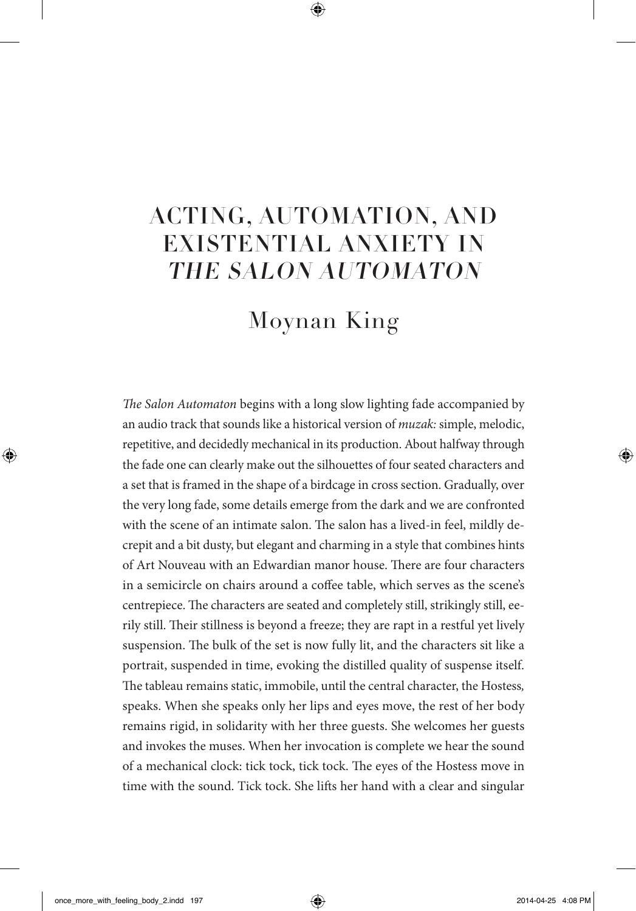# ACTING, AUTOMATION, AND EXISTENTIAL ANXIETY IN *THE SALON AUTOMATON*

## Moynan King

*The Salon Automaton* begins with a long slow lighting fade accompanied by an audio track that sounds like a historical version of *muzak:* simple, melodic, repetitive, and decidedly mechanical in its production. About halfway through the fade one can clearly make out the silhouettes of four seated characters and a set that is framed in the shape of a birdcage in cross section. Gradually, over the very long fade, some details emerge from the dark and we are confronted with the scene of an intimate salon. The salon has a lived-in feel, mildly decrepit and a bit dusty, but elegant and charming in a style that combines hints of Art Nouveau with an Edwardian manor house. There are four characters in a semicircle on chairs around a coffee table, which serves as the scene's centrepiece. The characters are seated and completely still, strikingly still, eerily still. Their stillness is beyond a freeze; they are rapt in a restful yet lively suspension. The bulk of the set is now fully lit, and the characters sit like a portrait, suspended in time, evoking the distilled quality of suspense itself. The tableau remains static, immobile, until the central character, the Hostess, speaks. When she speaks only her lips and eyes move, the rest of her body remains rigid, in solidarity with her three guests. She welcomes her guests and invokes the muses. When her invocation is complete we hear the sound of a mechanical clock: tick tock, tick tock. The eyes of the Hostess move in time with the sound. Tick tock. She lifts her hand with a clear and singular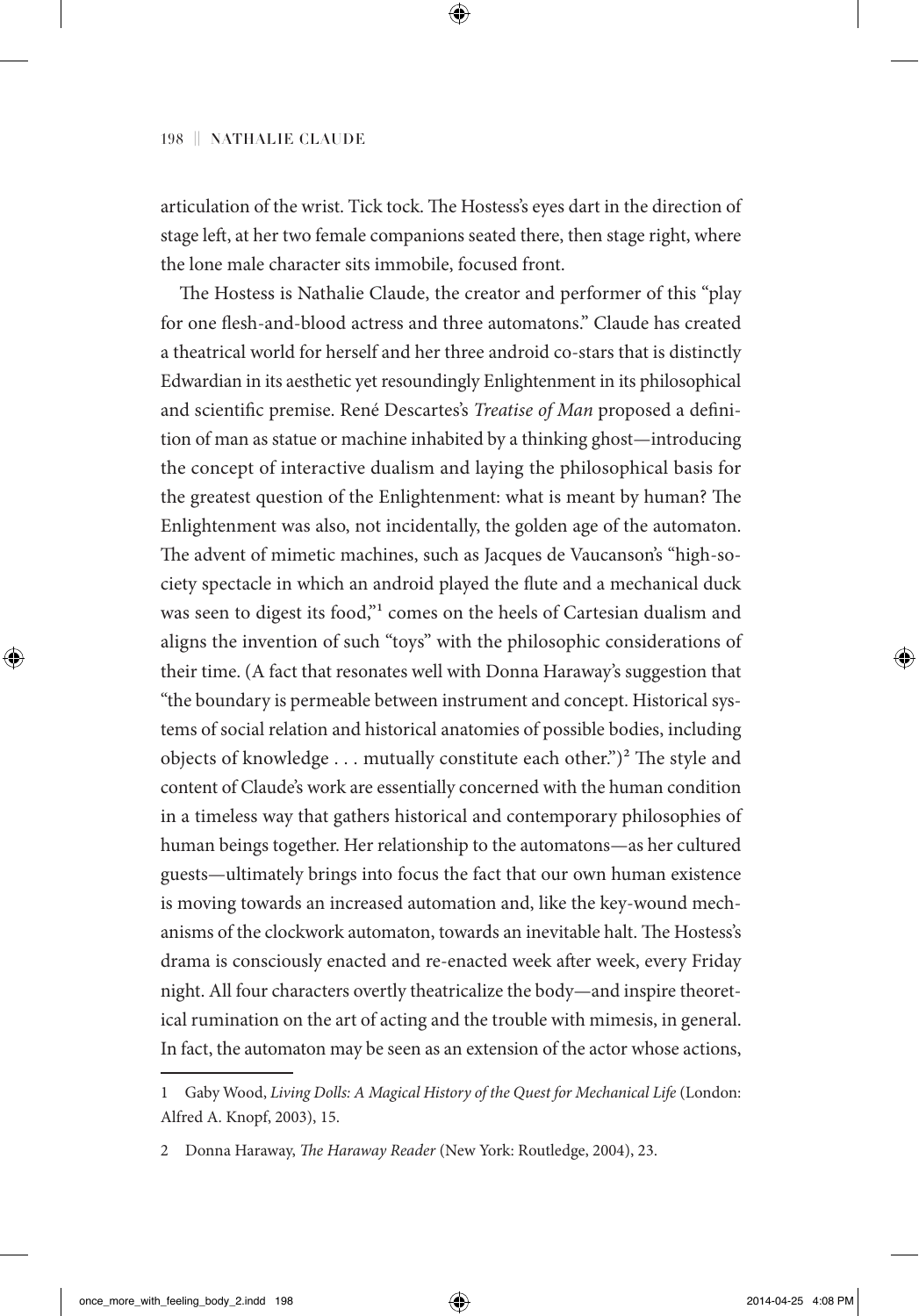articulation of the wrist. Tick tock. The Hostess's eyes dart in the direction of stage left, at her two female companions seated there, then stage right, where the lone male character sits immobile, focused front.

The Hostess is Nathalie Claude, the creator and performer of this "play for one flesh-and-blood actress and three automatons." Claude has created a theatrical world for herself and her three android co-stars that is distinctly Edwardian in its aesthetic yet resoundingly Enlightenment in its philosophical and scientific premise. René Descartes's *Treatise of Man* proposed a definition of man as statue or machine inhabited by a thinking ghost—introducing the concept of interactive dualism and laying the philosophical basis for the greatest question of the Enlightenment: what is meant by human? The Enlightenment was also, not incidentally, the golden age of the automaton. The advent of mimetic machines, such as Jacques de Vaucanson's "high-society spectacle in which an android played the flute and a mechanical duck was seen to digest its food,"[1] comes on the heels of Cartesian dualism and aligns the invention of such "toys" with the philosophic considerations of their time. (A fact that resonates well with Donna Haraway's suggestion that "the boundary is permeable between instrument and concept. Historical systems of social relation and historical anatomies of possible bodies, including objects of knowledge . . . mutually constitute each other.")[2] The style and content of Claude's work are essentially concerned with the human condition in a timeless way that gathers historical and contemporary philosophies of human beings together. Her relationship to the automatons—as her cultured guests—ultimately brings into focus the fact that our own human existence is moving towards an increased automation and, like the key-wound mechanisms of the clockwork automaton, towards an inevitable halt. The Hostess's drama is consciously enacted and re-enacted week after week, every Friday night. All four characters overtly theatricalize the body—and inspire theoretical rumination on the art of acting and the trouble with mimesis, in general. In fact, the automaton may be seen as an extension of the actor whose actions,

---

1 Gaby Wood, *Living Dolls: A Magical History of the Quest for Mechanical Life* (London: Alfred A. Knopf, 2003), 15.

2 Donna Haraway, *The Haraway Reader* (New York: Routledge, 2004), 23.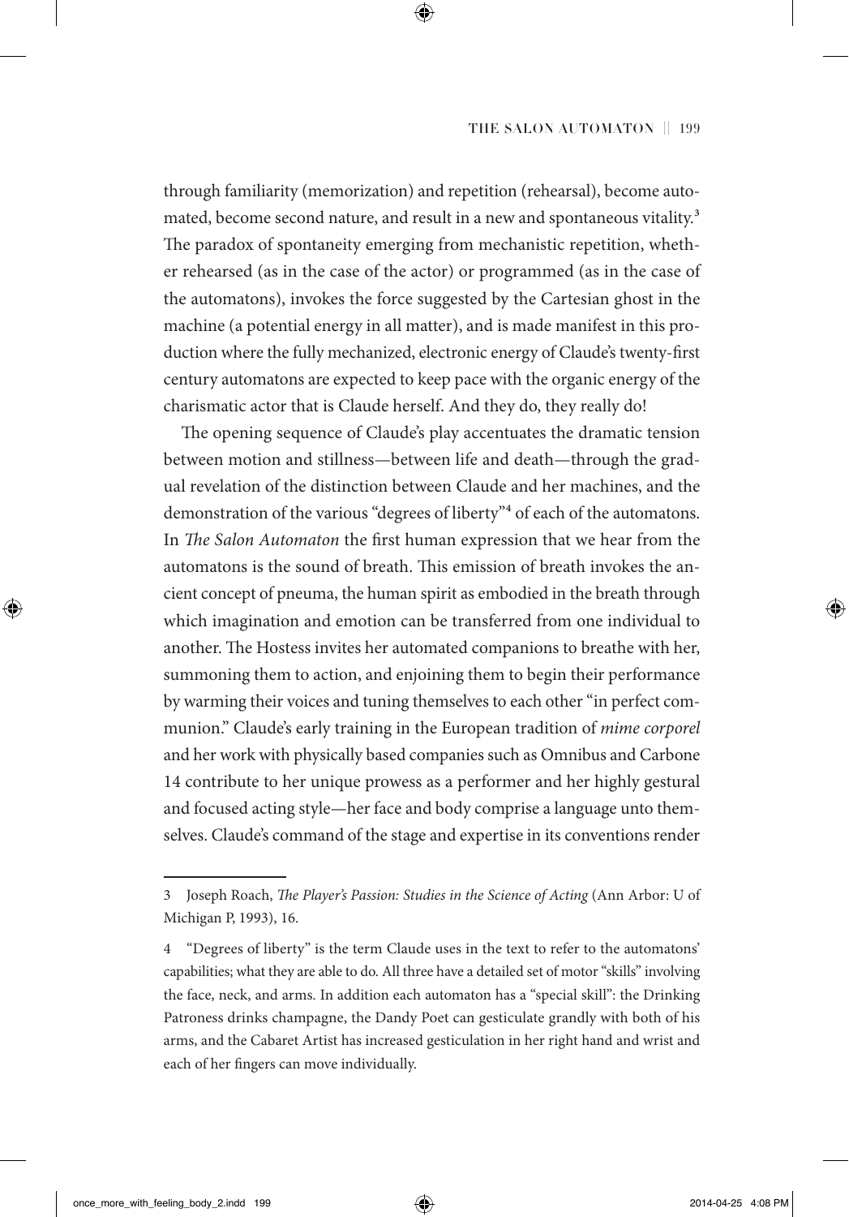through familiarity (memorization) and repetition (rehearsal), become automated, become second nature, and result in a new and spontaneous vitality.[3] The paradox of spontaneity emerging from mechanistic repetition, whether rehearsed (as in the case of the actor) or programmed (as in the case of the automatons), invokes the force suggested by the Cartesian ghost in the machine (a potential energy in all matter), and is made manifest in this production where the fully mechanized, electronic energy of Claude's twenty-first century automatons are expected to keep pace with the organic energy of the charismatic actor that is Claude herself. And they do, they really do!

The opening sequence of Claude's play accentuates the dramatic tension between motion and stillness—between life and death—through the gradual revelation of the distinction between Claude and her machines, and the demonstration of the various "degrees of liberty"[4] of each of the automatons. In *The Salon Automaton* the first human expression that we hear from the automatons is the sound of breath. This emission of breath invokes the ancient concept of pneuma, the human spirit as embodied in the breath through which imagination and emotion can be transferred from one individual to another. The Hostess invites her automated companions to breathe with her, summoning them to action, and enjoining them to begin their performance by warming their voices and tuning themselves to each other "in perfect communion." Claude's early training in the European tradition of *mime corporel* and her work with physically based companies such as Omnibus and Carbone 14 contribute to her unique prowess as a performer and her highly gestural and focused acting style—her face and body comprise a language unto themselves. Claude's command of the stage and expertise in its conventions render

---

3 Joseph Roach, *The Player's Passion: Studies in the Science of Acting* (Ann Arbor: U of Michigan P, 1993), 16.

4 "Degrees of liberty" is the term Claude uses in the text to refer to the automatons' capabilities; what they are able to do. All three have a detailed set of motor "skills" involving the face, neck, and arms. In addition each automaton has a "special skill": the Drinking Patroness drinks champagne, the Dandy Poet can gesticulate grandly with both of his arms, and the Cabaret Artist has increased gesticulation in her right hand and wrist and each of her fingers can move individually.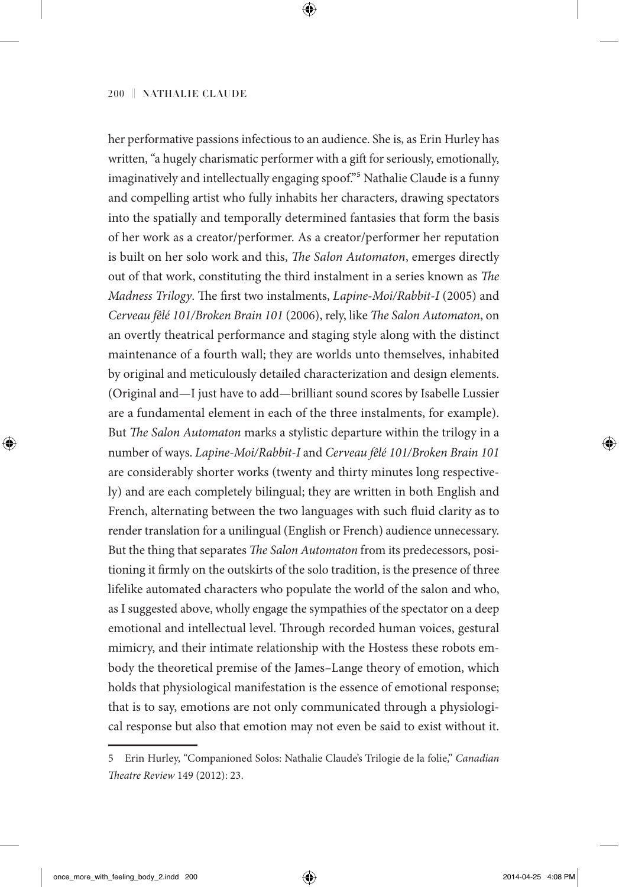her performative passions infectious to an audience. She is, as Erin Hurley has written, "a hugely charismatic performer with a gift for seriously, emotionally, imaginatively and intellectually engaging spoof."[5] Nathalie Claude is a funny and compelling artist who fully inhabits her characters, drawing spectators into the spatially and temporally determined fantasies that form the basis of her work as a creator/performer. As a creator/performer her reputation is built on her solo work and this, *The Salon Automaton*, emerges directly out of that work, constituting the third instalment in a series known as *The Madness Trilogy*. The first two instalments, *Lapine-Moi/Rabbit-I* (2005) and *Cerveau fêlé 101/Broken Brain 101* (2006), rely, like *The Salon Automaton*, on an overtly theatrical performance and staging style along with the distinct maintenance of a fourth wall; they are worlds unto themselves, inhabited by original and meticulously detailed characterization and design elements. (Original and—I just have to add—brilliant sound scores by Isabelle Lussier are a fundamental element in each of the three instalments, for example). But *The Salon Automaton* marks a stylistic departure within the trilogy in a number of ways. *Lapine-Moi/Rabbit-I* and *Cerveau fêlé 101/Broken Brain 101* are considerably shorter works (twenty and thirty minutes long respectively) and are each completely bilingual; they are written in both English and French, alternating between the two languages with such fluid clarity as to render translation for a unilingual (English or French) audience unnecessary. But the thing that separates *The Salon Automaton* from its predecessors, positioning it firmly on the outskirts of the solo tradition, is the presence of three lifelike automated characters who populate the world of the salon and who, as I suggested above, wholly engage the sympathies of the spectator on a deep emotional and intellectual level. Through recorded human voices, gestural mimicry, and their intimate relationship with the Hostess these robots embody the theoretical premise of the James–Lange theory of emotion, which holds that physiological manifestation is the essence of emotional response; that is to say, emotions are not only communicated through a physiological response but also that emotion may not even be said to exist without it.

5 Erin Hurley, "Companioned Solos: Nathalie Claude's Trilogie de la folie," *Canadian Theatre Review* 149 (2012): 23.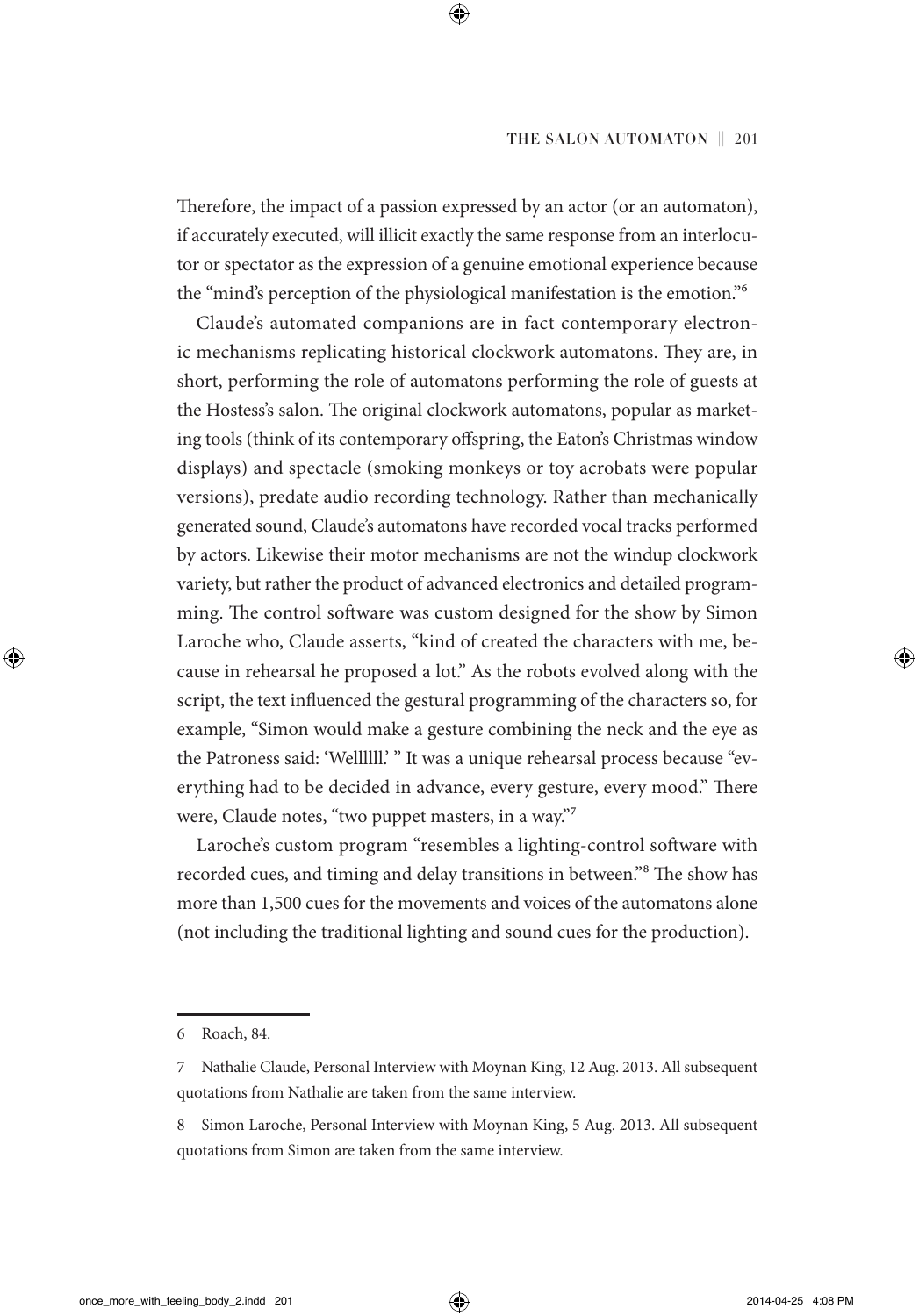Therefore, the impact of a passion expressed by an actor (or an automaton), if accurately executed, will illicit exactly the same response from an interlocutor or spectator as the expression of a genuine emotional experience because the "mind's perception of the physiological manifestation is the emotion."[6]

Claude's automated companions are in fact contemporary electronic mechanisms replicating historical clockwork automatons. They are, in short, performing the role of automatons performing the role of guests at the Hostess's salon. The original clockwork automatons, popular as marketing tools (think of its contemporary offspring, the Eaton's Christmas window displays) and spectacle (smoking monkeys or toy acrobats were popular versions), predate audio recording technology. Rather than mechanically generated sound, Claude's automatons have recorded vocal tracks performed by actors. Likewise their motor mechanisms are not the windup clockwork variety, but rather the product of advanced electronics and detailed programming. The control software was custom designed for the show by Simon Laroche who, Claude asserts, "kind of created the characters with me, because in rehearsal he proposed a lot." As the robots evolved along with the script, the text influenced the gestural programming of the characters so, for example, "Simon would make a gesture combining the neck and the eye as the Patroness said: 'Wellllll.' " It was a unique rehearsal process because "everything had to be decided in advance, every gesture, every mood." There were, Claude notes, "two puppet masters, in a way."[7]

Laroche's custom program "resembles a lighting-control software with recorded cues, and timing and delay transitions in between."[8] The show has more than 1,500 cues for the movements and voices of the automatons alone (not including the traditional lighting and sound cues for the production).

---

6 Roach, 84.

7 Nathalie Claude, Personal Interview with Moynan King, 12 Aug. 2013. All subsequent quotations from Nathalie are taken from the same interview.

8 Simon Laroche, Personal Interview with Moynan King, 5 Aug. 2013. All subsequent quotations from Simon are taken from the same interview.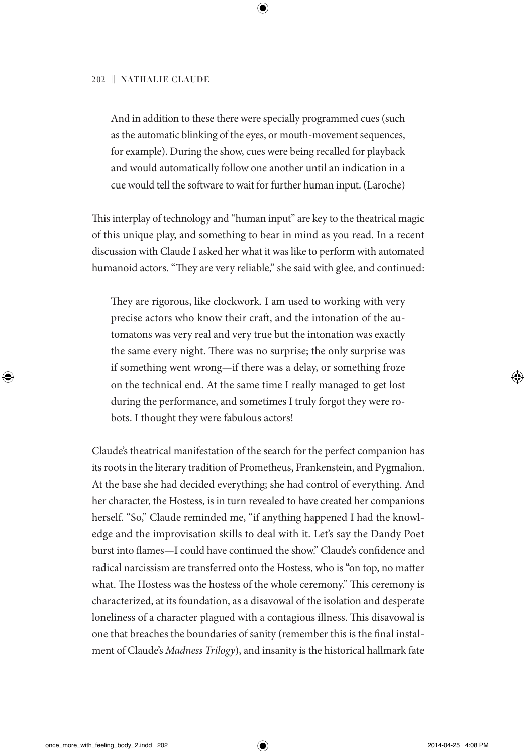> And in addition to these there were specially programmed cues (such as the automatic blinking of the eyes, or mouth-movement sequences, for example). During the show, cues were being recalled for playback and would automatically follow one another until an indication in a cue would tell the software to wait for further human input. (Laroche)

This interplay of technology and "human input" are key to the theatrical magic of this unique play, and something to bear in mind as you read. In a recent discussion with Claude I asked her what it was like to perform with automated humanoid actors. "They are very reliable," she said with glee, and continued:

> They are rigorous, like clockwork. I am used to working with very precise actors who know their craft, and the intonation of the automatons was very real and very true but the intonation was exactly the same every night. There was no surprise; the only surprise was if something went wrong—if there was a delay, or something froze on the technical end. At the same time I really managed to get lost during the performance, and sometimes I truly forgot they were robots. I thought they were fabulous actors!

Claude's theatrical manifestation of the search for the perfect companion has its roots in the literary tradition of Prometheus, Frankenstein, and Pygmalion. At the base she had decided everything; she had control of everything. And her character, the Hostess, is in turn revealed to have created her companions herself. "So," Claude reminded me, "if anything happened I had the knowledge and the improvisation skills to deal with it. Let's say the Dandy Poet burst into flames—I could have continued the show." Claude's confidence and radical narcissism are transferred onto the Hostess, who is "on top, no matter what. The Hostess was the hostess of the whole ceremony." This ceremony is characterized, at its foundation, as a disavowal of the isolation and desperate loneliness of a character plagued with a contagious illness. This disavowal is one that breaches the boundaries of sanity (remember this is the final instalment of Claude's *Madness Trilogy*), and insanity is the historical hallmark fate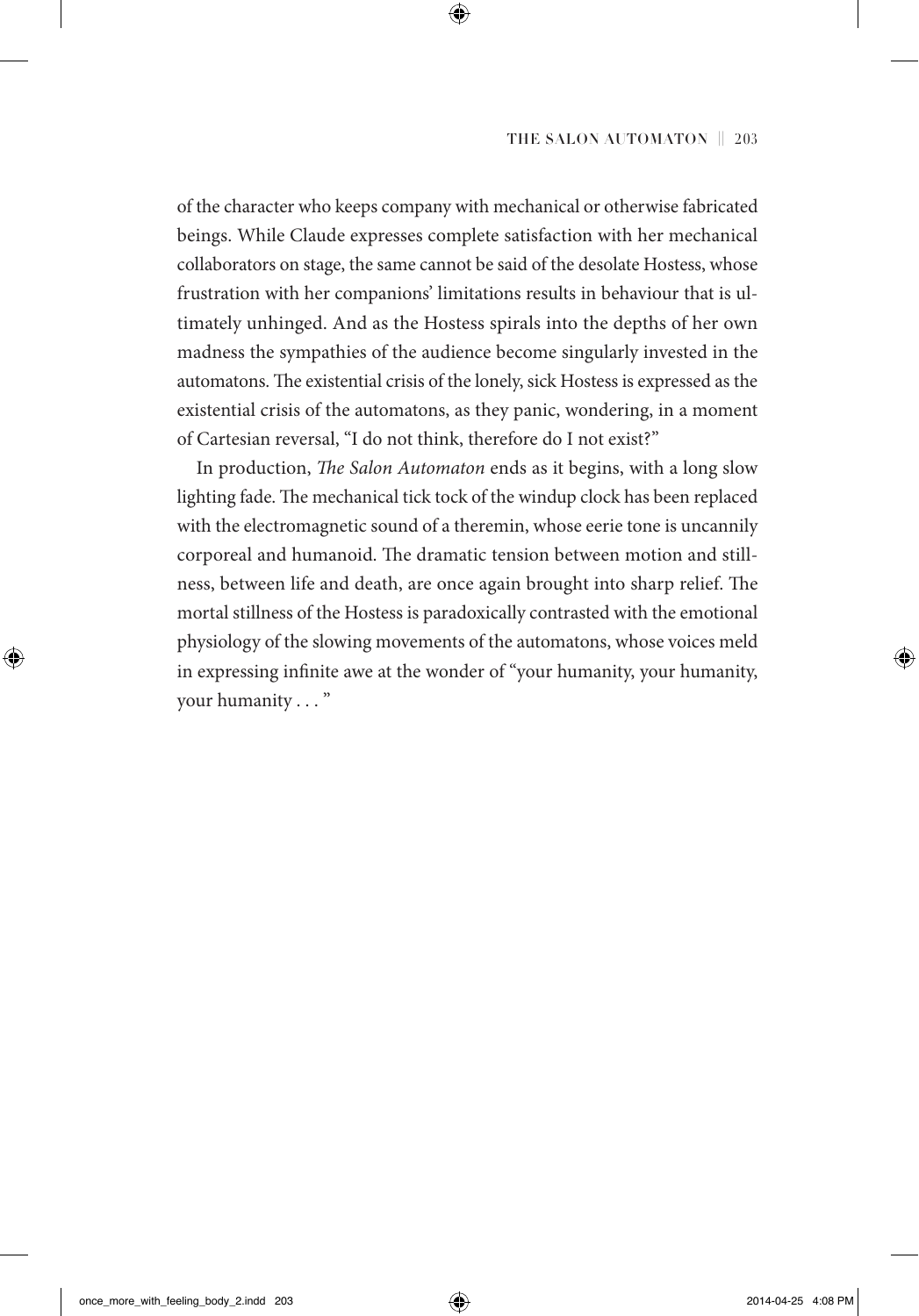of the character who keeps company with mechanical or otherwise fabricated beings. While Claude expresses complete satisfaction with her mechanical collaborators on stage, the same cannot be said of the desolate Hostess, whose frustration with her companions' limitations results in behaviour that is ultimately unhinged. And as the Hostess spirals into the depths of her own madness the sympathies of the audience become singularly invested in the automatons. The existential crisis of the lonely, sick Hostess is expressed as the existential crisis of the automatons, as they panic, wondering, in a moment of Cartesian reversal, "I do not think, therefore do I not exist?"

In production, *The Salon Automaton* ends as it begins, with a long slow lighting fade. The mechanical tick tock of the windup clock has been replaced with the electromagnetic sound of a theremin, whose eerie tone is uncannily corporeal and humanoid. The dramatic tension between motion and stillness, between life and death, are once again brought into sharp relief. The mortal stillness of the Hostess is paradoxically contrasted with the emotional physiology of the slowing movements of the automatons, whose voices meld in expressing infinite awe at the wonder of "your humanity, your humanity, your humanity . . . "